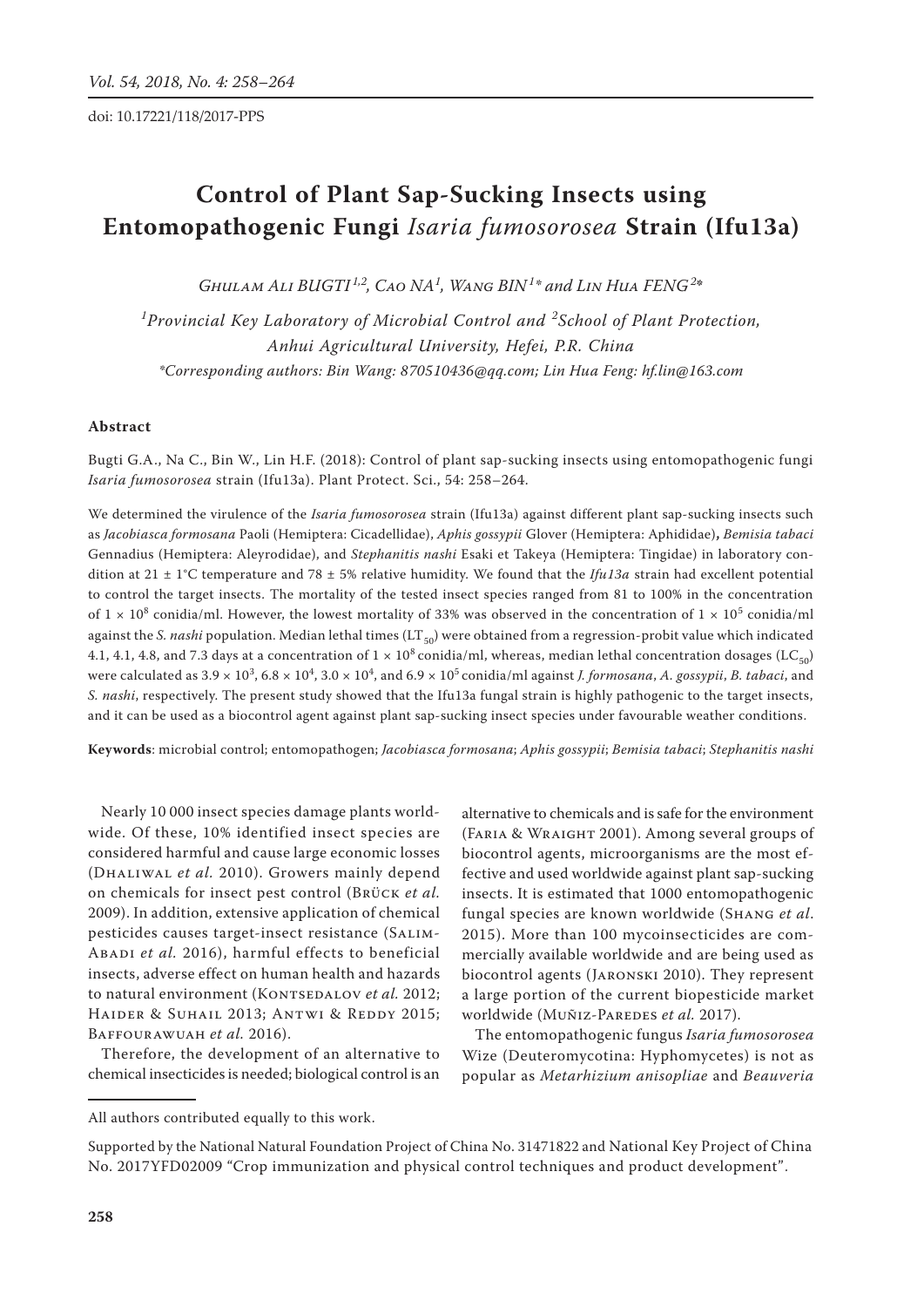doi: 10.17221/118/2017-PPS

# Control of Plant Sap-Sucking Insects using Entomopathogenic Fungi *Isaria fumosorosea* Strain (Ifu13a)

Ghulam Ali BUGTI[1,2], Cao NA[1], Wang BIN[1]* and Lin Hua FENG[2]*

[1]Provincial Key Laboratory of Microbial Control and [2]School of Plant Protection, Anhui Agricultural University, Hefei, P.R. China

*Corresponding authors: Bin Wang: 870510436@qq.com; Lin Hua Feng: hf.lin@163.com

## Abstract

Bugti G.A., Na C., Bin W., Lin H.F. (2018): Control of plant sap-sucking insects using entomopathogenic fungi *Isaria fumosorosea* strain (Ifu13a). Plant Protect. Sci., 54: 258–264.

We determined the virulence of the *Isaria fumosorosea* strain (Ifu13a) against different plant sap-sucking insects such as *Jacobiasca formosana* Paoli (Hemiptera: Cicadellidae), *Aphis gossypii* Glover (Hemiptera: Aphididae), *Bemisia tabaci* Gennadius (Hemiptera: Aleyrodidae), and *Stephanitis nashi* Esaki et Takeya (Hemiptera: Tingidae) in laboratory condition at 21 ± 1°C temperature and 78 ± 5% relative humidity. We found that the *Ifu13a* strain had excellent potential to control the target insects. The mortality of the tested insect species ranged from 81 to 100% in the concentration of $1 \times 10^8$ conidia/ml. However, the lowest mortality of 33% was observed in the concentration of $1 \times 10^5$ conidia/ml against the *S. nashi* population. Median lethal times ($LT_{50}$) were obtained from a regression-probit value which indicated 4.1, 4.1, 4.8, and 7.3 days at a concentration of $1 \times 10^8$ conidia/ml, whereas, median lethal concentration dosages ($LC_{50}$) were calculated as $3.9 \times 10^3$, $6.8 \times 10^4$, $3.0 \times 10^4$, and $6.9 \times 10^5$ conidia/ml against *J. formosana*, *A. gossypii*, *B. tabaci*, and *S. nashi*, respectively. The present study showed that the Ifu13a fungal strain is highly pathogenic to the target insects, and it can be used as a biocontrol agent against plant sap-sucking insect species under favourable weather conditions.

**Keywords**: microbial control; entomopathogen; *Jacobiasca formosana*; *Aphis gossypii*; *Bemisia tabaci*; *Stephanitis nashi*

Nearly 10 000 insect species damage plants worldwide. Of these, 10% identified insect species are considered harmful and cause large economic losses (Dhaliwal *et al.* 2010). Growers mainly depend on chemicals for insect pest control (Brück *et al.* 2009). In addition, extensive application of chemical pesticides causes target-insect resistance (Salim-Abadi *et al.* 2016), harmful effects to beneficial insects, adverse effect on human health and hazards to natural environment (Kontsedalov *et al.* 2012; Haider & Suhail 2013; Antwi & Reddy 2015; Baffourawuah *et al.* 2016).

Therefore, the development of an alternative to chemical insecticides is needed; biological control is an alternative to chemicals and is safe for the environment (Faria & Wraight 2001). Among several groups of biocontrol agents, microorganisms are the most effective and used worldwide against plant sap-sucking insects. It is estimated that 1000 entomopathogenic fungal species are known worldwide (Shang *et al*. 2015). More than 100 mycoinsecticides are commercially available worldwide and are being used as biocontrol agents (Jaronski 2010). They represent a large portion of the current biopesticide market worldwide (Muñiz-Paredes *et al.* 2017).

The entomopathogenic fungus *Isaria fumosorosea* Wize (Deuteromycotina: Hyphomycetes) is not as popular as *Metarhizium anisopliae* and *Beauveria*

All authors contributed equally to this work.

Supported by the National Natural Foundation Project of China No. 31471822 and National Key Project of China No. 2017YFD02009 "Crop immunization and physical control techniques and product development".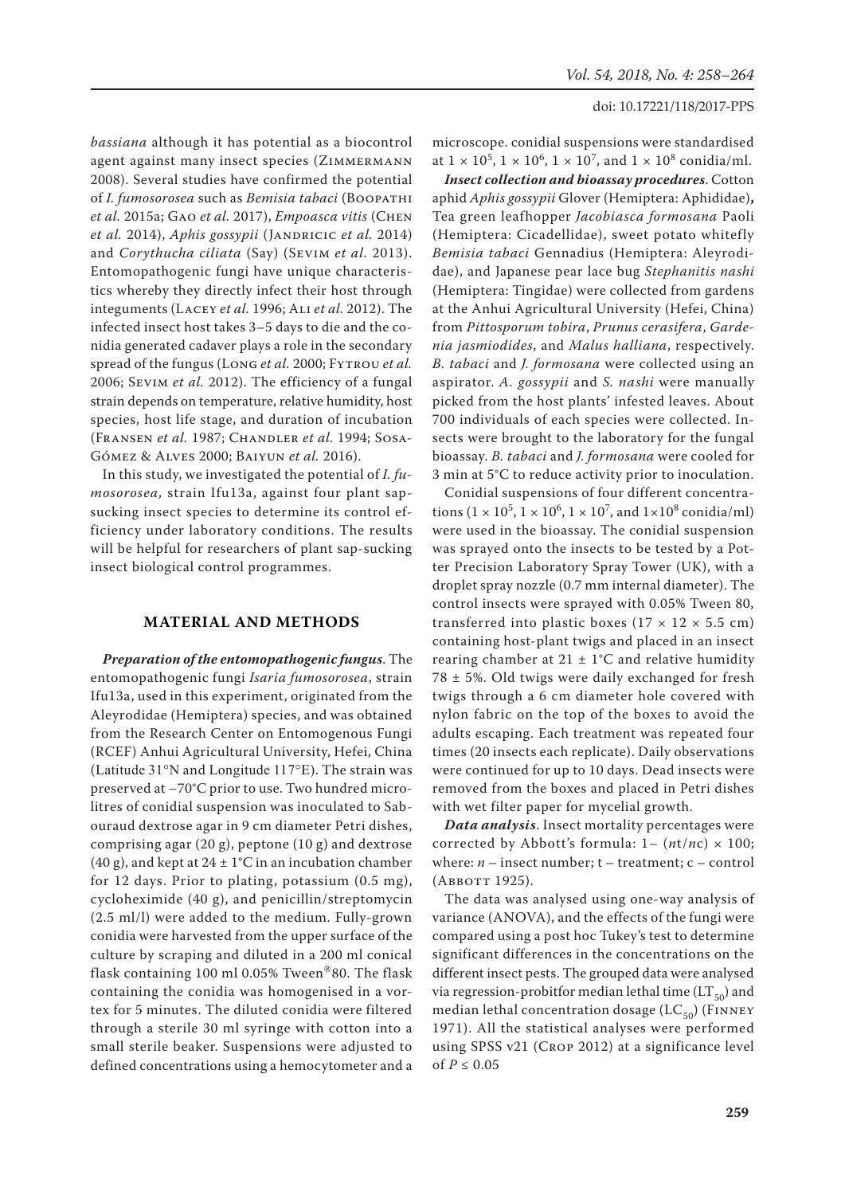*bassiana* although it has potential as a biocontrol agent against many insect species (Zimmermann 2008). Several studies have confirmed the potential of *I. fumosorosea* such as *Bemisia tabaci* (Boopathi *et al.* 2015a; Gao *et al.* 2017), *Empoasca vitis* (Chen *et al.* 2014), *Aphis gossypii* (Jandricic *et al.* 2014) and *Corythucha ciliata* (Say) (Sevim *et al.* 2013). Entomopathogenic fungi have unique characteristics whereby they directly infect their host through integuments (Lacey *et al.* 1996; Ali *et al.* 2012). The infected insect host takes 3–5 days to die and the conidia generated cadaver plays a role in the secondary spread of the fungus (Long *et al.* 2000; Fytrou *et al.* 2006; Sevim *et al.* 2012). The efficiency of a fungal strain depends on temperature, relative humidity, host species, host life stage, and duration of incubation (Fransen *et al.* 1987; Chandler *et al.* 1994; Sosa-Gómez & Alves 2000; Baiyun *et al.* 2016).

In this study, we investigated the potential of *I. fumosorosea,* strain Ifu13a, against four plant sap-sucking insect species to determine its control efficiency under laboratory conditions. The results will be helpful for researchers of plant sap-sucking insect biological control programmes.

## MATERIAL AND METHODS

***Preparation of the entomopathogenic fungus***. The entomopathogenic fungi *Isaria fumosorosea*, strain Ifu13a, used in this experiment, originated from the Aleyrodidae (Hemiptera) species, and was obtained from the Research Center on Entomogenous Fungi (RCEF) Anhui Agricultural University, Hefei, China (Latitude 31°N and Longitude 117°E). The strain was preserved at –70°C prior to use. Two hundred microlitres of conidial suspension was inoculated to Sabouraud dextrose agar in 9 cm diameter Petri dishes, comprising agar (20 g), peptone (10 g) and dextrose (40 g), and kept at 24 ± 1°C in an incubation chamber for 12 days. Prior to plating, potassium (0.5 mg), cycloheximide (40 g), and penicillin/streptomycin (2.5 ml/l) were added to the medium. Fully-grown conidia were harvested from the upper surface of the culture by scraping and diluted in a 200 ml conical flask containing 100 ml 0.05% Tween®80. The flask containing the conidia was homogenised in a vortex for 5 minutes. The diluted conidia were filtered through a sterile 30 ml syringe with cotton into a small sterile beaker. Suspensions were adjusted to defined concentrations using a hemocytometer and a microscope. conidial suspensions were standardised at $1 \times 10^5$, $1 \times 10^6$, $1 \times 10^7$, and $1 \times 10^8$ conidia/ml.

***Insect collection and bioassay procedures***. Cotton aphid *Aphis gossypii* Glover (Hemiptera: Aphididae)**,** Tea green leafhopper *Jacobiasca formosana* Paoli (Hemiptera: Cicadellidae), sweet potato whitefly *Bemisia tabaci* Gennadius (Hemiptera: Aleyrodidae), and Japanese pear lace bug *Stephanitis nashi* (Hemiptera: Tingidae) were collected from gardens at the Anhui Agricultural University (Hefei, China) from *Pittosporum tobira*, *Prunus cerasifera*, *Gardenia jasmiodides*, and *Malus halliana*, respectively. *B. tabaci* and *J. formosana* were collected using an aspirator. *A. gossypii* and *S. nashi* were manually picked from the host plants' infested leaves. About 700 individuals of each species were collected. Insects were brought to the laboratory for the fungal bioassay. *B. tabaci* and *J. formosana* were cooled for 3 min at 5°C to reduce activity prior to inoculation.

Conidial suspensions of four different concentrations ($1 \times 10^5$, $1 \times 10^6$, $1 \times 10^7$, and $1\times10^8$ conidia/ml) were used in the bioassay. The conidial suspension was sprayed onto the insects to be tested by a Potter Precision Laboratory Spray Tower (UK), with a droplet spray nozzle (0.7 mm internal diameter). The control insects were sprayed with 0.05% Tween 80, transferred into plastic boxes (17 × 12 × 5.5 cm) containing host-plant twigs and placed in an insect rearing chamber at 21 ± 1°C and relative humidity 78 ± 5%. Old twigs were daily exchanged for fresh twigs through a 6 cm diameter hole covered with nylon fabric on the top of the boxes to avoid the adults escaping. Each treatment was repeated four times (20 insects each replicate). Daily observations were continued for up to 10 days. Dead insects were removed from the boxes and placed in Petri dishes with wet filter paper for mycelial growth.

***Data analysis***. Insect mortality percentages were corrected by Abbott's formula: $1-(nt/nc) \times 100$; where: $n$ – insect number; t – treatment; c – control (Abbott 1925).

The data was analysed using one-way analysis of variance (ANOVA), and the effects of the fungi were compared using a post hoc Tukey's test to determine significant differences in the concentrations on the different insect pests. The grouped data were analysed via regression-probitfor median lethal time ($LT_{50}$) and median lethal concentration dosage ($LC_{50}$) (Finney 1971). All the statistical analyses were performed using SPSS v21 (Crop 2012) at a significance level of $P \leq 0.05$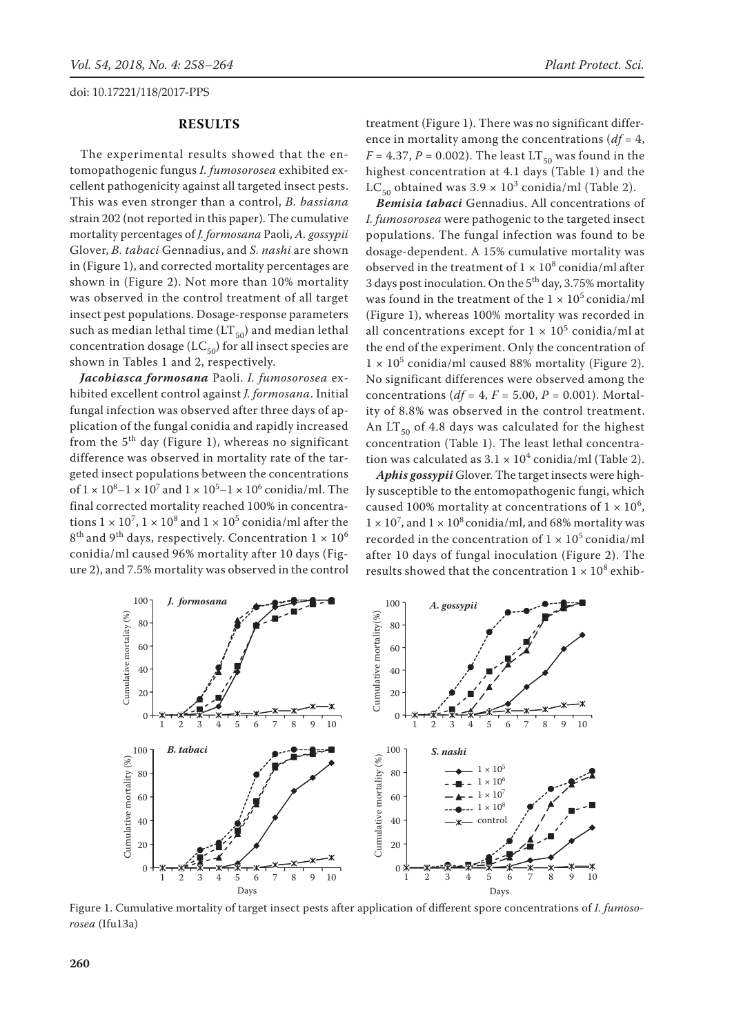## RESULTS

The experimental results showed that the entomopathogenic fungus *I. fumosorosea* exhibited excellent pathogenicity against all targeted insect pests. This was even stronger than a control, *B. bassiana* strain 202 (not reported in this paper). The cumulative mortality percentages of *J. formosana* Paoli, *A. gossypii* Glover, *B. tabaci* Gennadius, and *S. nashi* are shown in (Figure 1), and corrected mortality percentages are shown in (Figure 2). Not more than 10% mortality was observed in the control treatment of all target insect pest populations. Dosage-response parameters such as median lethal time ($LT_{50}$) and median lethal concentration dosage ($LC_{50}$) for all insect species are shown in Tables 1 and 2, respectively.

***Jacobiasca formosana*** **Paoli.** *I. fumosorosea* exhibited excellent control against *J. formosana*. Initial fungal infection was observed after three days of application of the fungal conidia and rapidly increased from the 5[th] day (Figure 1), whereas no significant difference was observed in mortality rate of the targeted insect populations between the concentrations of $1 \times 10^8$–$1 \times 10^7$ and $1 \times 10^5$–$1 \times 10^6$ conidia/ml. The final corrected mortality reached 100% in concentrations $1 \times 10^7$, $1 \times 10^8$ and $1 \times 10^5$ conidia/ml after the 8[th] and 9[th] days, respectively. Concentration $1 \times 10^6$ conidia/ml caused 96% mortality after 10 days (Figure 2), and 7.5% mortality was observed in the control treatment (Figure 1). There was no significant difference in mortality among the concentrations ($df = 4$, $F = 4.37$, $P = 0.002$). The least $LT_{50}$ was found in the highest concentration at 4.1 days (Table 1) and the $LC_{50}$ obtained was $3.9 \times 10^3$ conidia/ml (Table 2).

***Bemisia tabaci*** **Gennadius.** All concentrations of *I. fumosorosea* were pathogenic to the targeted insect populations. The fungal infection was found to be dosage-dependent. A 15% cumulative mortality was observed in the treatment of $1 \times 10^8$ conidia/ml after 3 days post inoculation. On the 5[th] day, 3.75% mortality was found in the treatment of the $1 \times 10^5$ conidia/ml (Figure 1), whereas 100% mortality was recorded in all concentrations except for $1 \times 10^5$ conidia/ml at the end of the experiment. Only the concentration of $1 \times 10^5$ conidia/ml caused 88% mortality (Figure 2). No significant differences were observed among the concentrations ($df = 4$, $F = 5.00$, $P = 0.001$). Mortality of 8.8% was observed in the control treatment. An $LT_{50}$ of 4.8 days was calculated for the highest concentration (Table 1). The least lethal concentration was calculated as $3.1 \times 10^4$ conidia/ml (Table 2).

***Aphis gossypii*** **Glover.** The target insects were highly susceptible to the entomopathogenic fungi, which caused 100% mortality at concentrations of $1 \times 10^6$, $1 \times 10^7$, and $1 \times 10^8$ conidia/ml, and 68% mortality was recorded in the concentration of $1 \times 10^5$ conidia/ml after 10 days of fungal inoculation (Figure 2). The results showed that the concentration $1 \times 10^8$ exhib-

Figure 1. Cumulative mortality of target insect pests after application of different spore concentrations of *I. fumosorosea* (Ifu13a)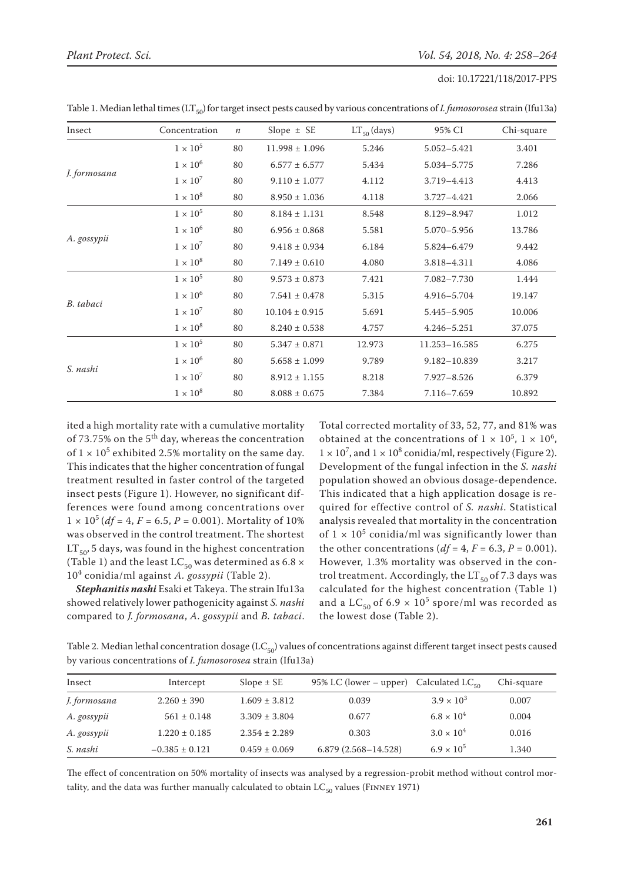Table 1. Median lethal times ($LT_{50}$) for target insect pests caused by various concentrations of *I. fumosorosea* strain (Ifu13a)

| Insect | Concentration | $n$ | Slope ± SE | $LT_{50}$ (days) | 95% CI | Chi-square |
|---|---|---|---|---|---|---|
| *J. formosana* | $1 \times 10^5$ | 80 | 11.998 ± 1.096 | 5.246 | 5.052–5.421 | 3.401 |
| | $1 \times 10^6$ | 80 | 6.577 ± 6.577 | 5.434 | 5.034–5.775 | 7.286 |
| | $1 \times 10^7$ | 80 | 9.110 ± 1.077 | 4.112 | 3.719–4.413 | 4.413 |
| | $1 \times 10^8$ | 80 | 8.950 ± 1.036 | 4.118 | 3.727–4.421 | 2.066 |
| *A. gossypii* | $1 \times 10^5$ | 80 | 8.184 ± 1.131 | 8.548 | 8.129–8.947 | 1.012 |
| | $1 \times 10^6$ | 80 | 6.956 ± 0.868 | 5.581 | 5.070–5.956 | 13.786 |
| | $1 \times 10^7$ | 80 | 9.418 ± 0.934 | 6.184 | 5.824–6.479 | 9.442 |
| | $1 \times 10^8$ | 80 | 7.149 ± 0.610 | 4.080 | 3.818–4.311 | 4.086 |
| *B. tabaci* | $1 \times 10^5$ | 80 | 9.573 ± 0.873 | 7.421 | 7.082–7.730 | 1.444 |
| | $1 \times 10^6$ | 80 | 7.541 ± 0.478 | 5.315 | 4.916–5.704 | 19.147 |
| | $1 \times 10^7$ | 80 | 10.104 ± 0.915 | 5.691 | 5.445–5.905 | 10.006 |
| | $1 \times 10^8$ | 80 | 8.240 ± 0.538 | 4.757 | 4.246–5.251 | 37.075 |
| *S. nashi* | $1 \times 10^5$ | 80 | 5.347 ± 0.871 | 12.973 | 11.253–16.585 | 6.275 |
| | $1 \times 10^6$ | 80 | 5.658 ± 1.099 | 9.789 | 9.182–10.839 | 3.217 |
| | $1 \times 10^7$ | 80 | 8.912 ± 1.155 | 8.218 | 7.927–8.526 | 6.379 |
| | $1 \times 10^8$ | 80 | 8.088 ± 0.675 | 7.384 | 7.116–7.659 | 10.892 |

ited a high mortality rate with a cumulative mortality of 73.75% on the 5[th] day, whereas the concentration of $1 \times 10^5$ exhibited 2.5% mortality on the same day. This indicates that the higher concentration of fungal treatment resulted in faster control of the targeted insect pests (Figure 1). However, no significant differences were found among concentrations over $1 \times 10^5$ ($df = 4$, $F = 6.5$, $P = 0.001$). Mortality of 10% was observed in the control treatment. The shortest $LT_{50}$, 5 days, was found in the highest concentration (Table 1) and the least $LC_{50}$ was determined as $6.8 \times 10^4$ conidia/ml against *A. gossypii* (Table 2).

***Stephanitis nashi*** **Esaki et Takeya.** The strain Ifu13a showed relatively lower pathogenicity against *S. nashi* compared to *J. formosana*, *A. gossypii* and *B. tabaci*. Total corrected mortality of 33, 52, 77, and 81% was obtained at the concentrations of $1 \times 10^5$, $1 \times 10^6$, $1 \times 10^7$, and $1 \times 10^8$ conidia/ml, respectively (Figure 2). Development of the fungal infection in the *S. nashi* population showed an obvious dosage-dependence. This indicated that a high application dosage is required for effective control of *S. nashi*. Statistical analysis revealed that mortality in the concentration of $1 \times 10^5$ conidia/ml was significantly lower than the other concentrations ($df = 4$, $F = 6.3$, $P = 0.001$). However, 1.3% mortality was observed in the control treatment. Accordingly, the $LT_{50}$ of 7.3 days was calculated for the highest concentration (Table 1) and a $LC_{50}$ of $6.9 \times 10^5$ spore/ml was recorded as the lowest dose (Table 2).

Table 2. Median lethal concentration dosage ($LC_{50}$) values of concentrations against different target insect pests caused by various concentrations of *I. fumosorosea* strain (Ifu13a)

| Insect | Intercept | Slope ± SE | 95% LC (lower – upper) | Calculated $LC_{50}$ | Chi-square |
|---|---|---|---|---|---|
| *J. formosana* | 2.260 ± 390 | 1.609 ± 3.812 | 0.039 | $3.9 \times 10^3$ | 0.007 |
| *A. gossypii* | 561 ± 0.148 | 3.309 ± 3.804 | 0.677 | $6.8 \times 10^4$ | 0.004 |
| *A. gossypii* | 1.220 ± 0.185 | 2.354 ± 2.289 | 0.303 | $3.0 \times 10^4$ | 0.016 |
| *S. nashi* | −0.385 ± 0.121 | 0.459 ± 0.069 | 6.879 (2.568–14.528) | $6.9 \times 10^5$ | 1.340 |

The effect of concentration on 50% mortality of insects was analysed by a regression-probit method without control mortality, and the data was further manually calculated to obtain $LC_{50}$ values (Finney 1971)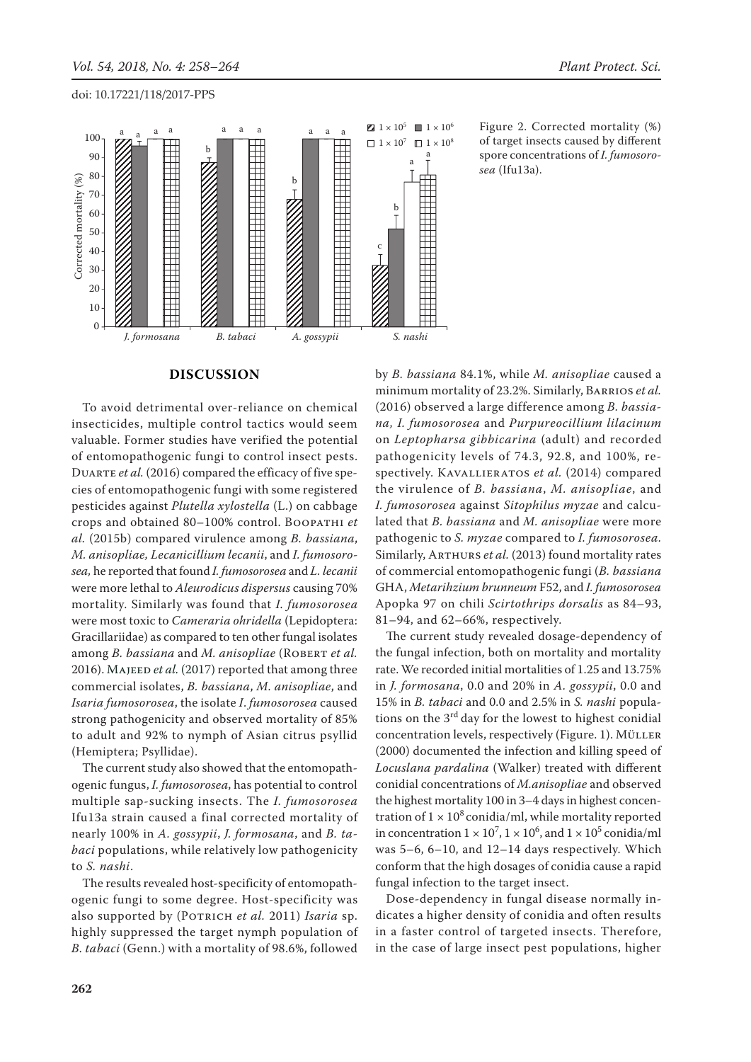Figure 2. Corrected mortality (%) of target insects caused by different spore concentrations of *I. fumosorosea* (Ifu13a).

## DISCUSSION

To avoid detrimental over-reliance on chemical insecticides, multiple control tactics would seem valuable. Former studies have verified the potential of entomopathogenic fungi to control insect pests. Duarte *et al.* (2016) compared the efficacy of five species of entomopathogenic fungi with some registered pesticides against *Plutella xylostella* (L.) on cabbage crops and obtained 80–100% control. Boopathi *et al.* (2015b) compared virulence among *B. bassiana*, *M. anisopliae, Lecanicillium lecanii*, and *I. fumosorosea,* he reported that found *I. fumosorosea* and *L. lecanii* were more lethal to *Aleurodicus dispersus* causing 70% mortality. Similarly was found that *I. fumosorosea* were most toxic to *Cameraria ohridella* (Lepidoptera: Gracillariidae) as compared to ten other fungal isolates among *B. bassiana* and *M. anisopliae* (Robert *et al.* 2016). Majeed *et al.* (2017) reported that among three commercial isolates, *B. bassiana*, *M. anisopliae*, and *Isaria fumosorosea*, the isolate *I. fumosorosea* caused strong pathogenicity and observed mortality of 85% to adult and 92% to nymph of Asian citrus psyllid (Hemiptera; Psyllidae).

The current study also showed that the entomopathogenic fungus, *I. fumosorosea*, has potential to control multiple sap-sucking insects. The *I. fumosorosea* Ifu13a strain caused a final corrected mortality of nearly 100% in *A. gossypii*, *J. formosana*, and *B. tabaci* populations, while relatively low pathogenicity to *S. nashi*.

The results revealed host-specificity of entomopathogenic fungi to some degree. Host-specificity was also supported by (Potrich *et al.* 2011) *Isaria* sp. highly suppressed the target nymph population of *B. tabaci* (Genn.) with a mortality of 98.6%, followed by *B. bassiana* 84.1%, while *M. anisopliae* caused a minimum mortality of 23.2%. Similarly, Barrios *et al.* (2016) observed a large difference among *B. bassiana, I. fumosorosea* and *Purpureocillium lilacinum* on *Leptopharsa gibbicarina* (adult) and recorded pathogenicity levels of 74.3, 92.8, and 100%, respectively. Kavallieratos *et al.* (2014) compared the virulence of *B. bassiana*, *M. anisopliae*, and *I. fumosorosea* against *Sitophilus myzae* and calculated that *B. bassiana* and *M. anisopliae* were more pathogenic to *S. myzae* compared to *I. fumosorosea.* Similarly, Arthurs *et al.* (2013) found mortality rates of commercial entomopathogenic fungi (*B. bassiana* GHA, *Metarihzium brunneum* F52, and *I. fumosorosea* Apopka 97 on chili *Scirtothrips dorsalis* as 84–93, 81–94, and 62–66%, respectively.

The current study revealed dosage-dependency of the fungal infection, both on mortality and mortality rate. We recorded initial mortalities of 1.25 and 13.75% in *J. formosana*, 0.0 and 20% in *A. gossypii*, 0.0 and 15% in *B. tabaci* and 0.0 and 2.5% in *S. nashi* populations on the 3rd day for the lowest to highest conidial concentration levels, respectively (Figure. 1). Müller (2000) documented the infection and killing speed of *Locuslana pardalina* (Walker) treated with different conidial concentrations of *M.anisopliae* and observed the highest mortality 100 in 3–4 days in highest concentration of $1 \times 10^8$ conidia/ml, while mortality reported in concentration $1 \times 10^7$, $1 \times 10^6$, and $1 \times 10^5$ conidia/ml was 5–6, 6–10, and 12–14 days respectively. Which conform that the high dosages of conidia cause a rapid fungal infection to the target insect.

Dose-dependency in fungal disease normally indicates a higher density of conidia and often results in a faster control of targeted insects. Therefore, in the case of large insect pest populations, higher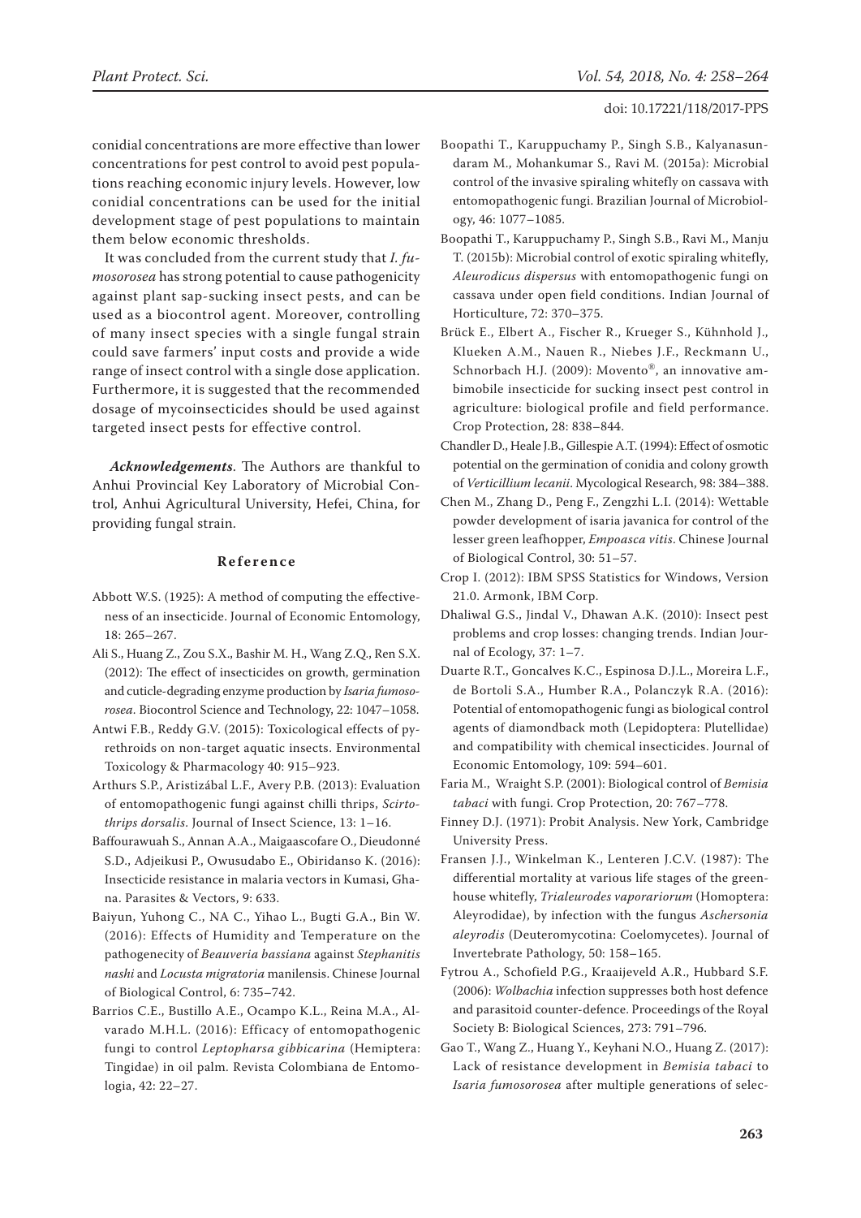conidial concentrations are more effective than lower concentrations for pest control to avoid pest populations reaching economic injury levels. However, low conidial concentrations can be used for the initial development stage of pest populations to maintain them below economic thresholds.

It was concluded from the current study that *I. fumosorosea* has strong potential to cause pathogenicity against plant sap-sucking insect pests, and can be used as a biocontrol agent. Moreover, controlling of many insect species with a single fungal strain could save farmers' input costs and provide a wide range of insect control with a single dose application. Furthermore, it is suggested that the recommended dosage of mycoinsecticides should be used against targeted insect pests for effective control.

***Acknowledgements***. The Authors are thankful to Anhui Provincial Key Laboratory of Microbial Control, Anhui Agricultural University, Hefei, China, for providing fungal strain.

## Reference

Abbott W.S. (1925): A method of computing the effectiveness of an insecticide. Journal of Economic Entomology, 18: 265–267.

Ali S., Huang Z., Zou S.X., Bashir M. H., Wang Z.Q., Ren S.X. (2012): The effect of insecticides on growth, germination and cuticle-degrading enzyme production by *Isaria fumosorosea*. Biocontrol Science and Technology, 22: 1047–1058.

Antwi F.B., Reddy G.V. (2015): Toxicological effects of pyrethroids on non-target aquatic insects. Environmental Toxicology & Pharmacology 40: 915–923.

Arthurs S.P., Aristizábal L.F., Avery P.B. (2013): Evaluation of entomopathogenic fungi against chilli thrips, *Scirtothrips dorsalis*. Journal of Insect Science, 13: 1–16.

Baffourawuah S., Annan A.A., Maigaascofare O., Dieudonné S.D., Adjeikusi P., Owusudabo E., Obiridanso K. (2016): Insecticide resistance in malaria vectors in Kumasi, Ghana. Parasites & Vectors, 9: 633.

Baiyun, Yuhong C., NA C., Yihao L., Bugti G.A., Bin W. (2016): Effects of Humidity and Temperature on the pathogenecity of *Beauveria bassiana* against *Stephanitis nashi* and *Locusta migratoria* manilensis. Chinese Journal of Biological Control, 6: 735–742.

Barrios C.E., Bustillo A.E., Ocampo K.L., Reina M.A., Alvarado M.H.L. (2016): Efficacy of entomopathogenic fungi to control *Leptopharsa gibbicarina* (Hemiptera: Tingidae) in oil palm. Revista Colombiana de Entomologia, 42: 22–27.

Boopathi T., Karuppuchamy P., Singh S.B., Kalyanasundaram M., Mohankumar S., Ravi M. (2015a): Microbial control of the invasive spiraling whitefly on cassava with entomopathogenic fungi. Brazilian Journal of Microbiology, 46: 1077–1085.

Boopathi T., Karuppuchamy P., Singh S.B., Ravi M., Manju T. (2015b): Microbial control of exotic spiraling whitefly, *Aleurodicus dispersus* with entomopathogenic fungi on cassava under open field conditions. Indian Journal of Horticulture, 72: 370–375.

Brück E., Elbert A., Fischer R., Krueger S., Kühnhold J., Klueken A.M., Nauen R., Niebes J.F., Reckmann U., Schnorbach H.J. (2009): Movento®, an innovative ambimobile insecticide for sucking insect pest control in agriculture: biological profile and field performance. Crop Protection, 28: 838–844.

Chandler D., Heale J.B., Gillespie A.T. (1994): Effect of osmotic potential on the germination of conidia and colony growth of *Verticillium lecanii*. Mycological Research, 98: 384–388.

Chen M., Zhang D., Peng F., Zengzhi L.I. (2014): Wettable powder development of isaria javanica for control of the lesser green leafhopper, *Empoasca vitis*. Chinese Journal of Biological Control, 30: 51–57.

Crop I. (2012): IBM SPSS Statistics for Windows, Version 21.0. Armonk, IBM Corp.

Dhaliwal G.S., Jindal V., Dhawan A.K. (2010): Insect pest problems and crop losses: changing trends. Indian Journal of Ecology, 37: 1–7.

Duarte R.T., Goncalves K.C., Espinosa D.J.L., Moreira L.F., de Bortoli S.A., Humber R.A., Polanczyk R.A. (2016): Potential of entomopathogenic fungi as biological control agents of diamondback moth (Lepidoptera: Plutellidae) and compatibility with chemical insecticides. Journal of Economic Entomology, 109: 594–601.

Faria M., Wraight S.P. (2001): Biological control of *Bemisia tabaci* with fungi. Crop Protection, 20: 767–778.

Finney D.J. (1971): Probit Analysis. New York, Cambridge University Press.

Fransen J.J., Winkelman K., Lenteren J.C.V. (1987): The differential mortality at various life stages of the greenhouse whitefly, *Trialeurodes vaporariorum* (Homoptera: Aleyrodidae), by infection with the fungus *Aschersonia aleyrodis* (Deuteromycotina: Coelomycetes). Journal of Invertebrate Pathology, 50: 158–165.

Fytrou A., Schofield P.G., Kraaijeveld A.R., Hubbard S.F. (2006): *Wolbachia* infection suppresses both host defence and parasitoid counter-defence. Proceedings of the Royal Society B: Biological Sciences, 273: 791–796.

Gao T., Wang Z., Huang Y., Keyhani N.O., Huang Z. (2017): Lack of resistance development in *Bemisia tabaci* to *Isaria fumosorosea* after multiple generations of selec-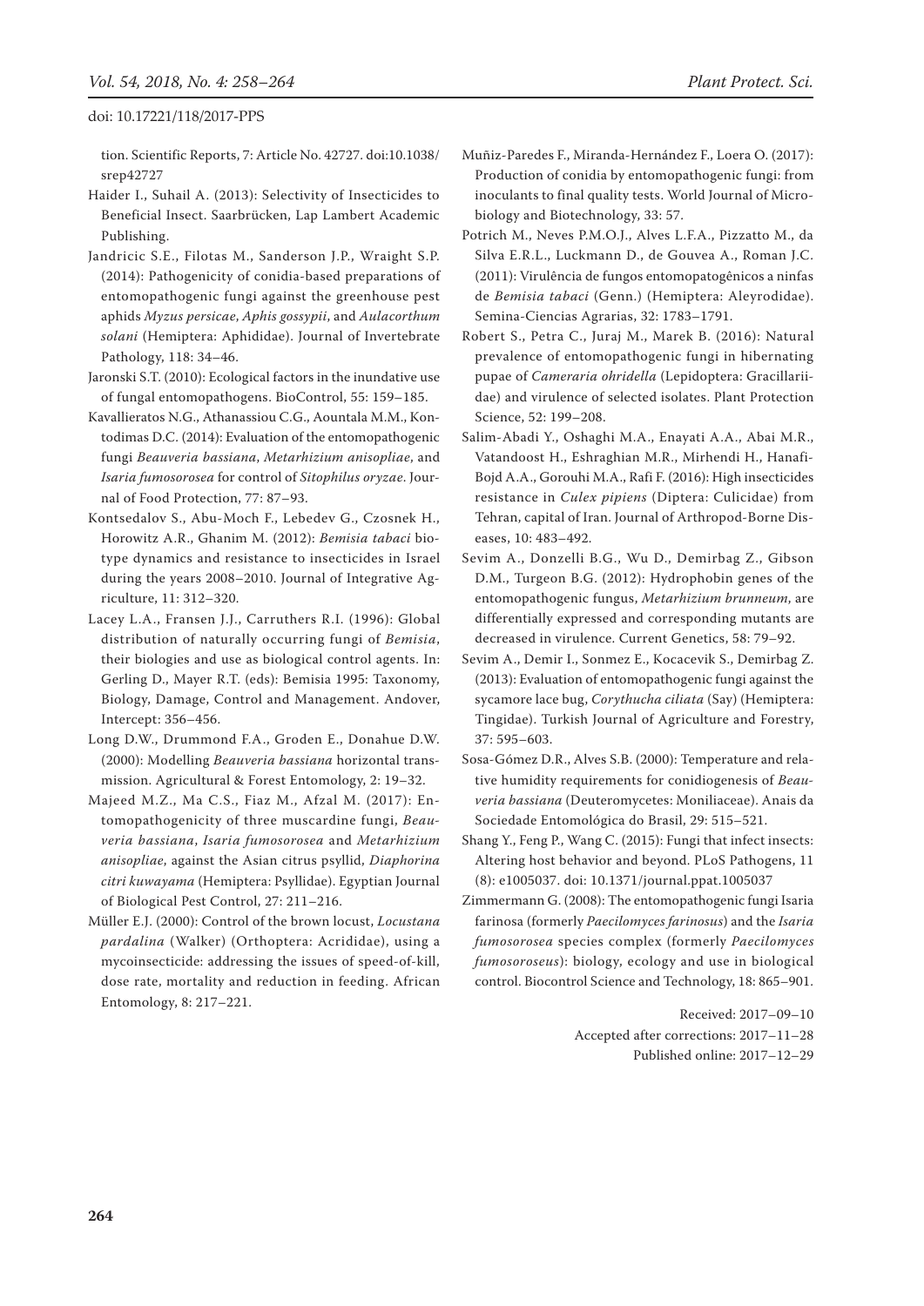tion. Scientific Reports, 7: Article No. 42727. doi:10.1038/srep42727

Haider I., Suhail A. (2013): Selectivity of Insecticides to Beneficial Insect. Saarbrücken, Lap Lambert Academic Publishing.

Jandricic S.E., Filotas M., Sanderson J.P., Wraight S.P. (2014): Pathogenicity of conidia-based preparations of entomopathogenic fungi against the greenhouse pest aphids *Myzus persicae*, *Aphis gossypii*, and *Aulacorthum solani* (Hemiptera: Aphididae). Journal of Invertebrate Pathology, 118: 34–46.

Jaronski S.T. (2010): Ecological factors in the inundative use of fungal entomopathogens. BioControl, 55: 159–185.

Kavallieratos N.G., Athanassiou C.G., Aountala M.M., Kontodimas D.C. (2014): Evaluation of the entomopathogenic fungi *Beauveria bassiana*, *Metarhizium anisopliae*, and *Isaria fumosorosea* for control of *Sitophilus oryzae*. Journal of Food Protection, 77: 87–93.

Kontsedalov S., Abu-Moch F., Lebedev G., Czosnek H., Horowitz A.R., Ghanim M. (2012): *Bemisia tabaci* biotype dynamics and resistance to insecticides in Israel during the years 2008–2010. Journal of Integrative Agriculture, 11: 312–320.

Lacey L.A., Fransen J.J., Carruthers R.I. (1996): Global distribution of naturally occurring fungi of *Bemisia*, their biologies and use as biological control agents. In: Gerling D., Mayer R.T. (eds): Bemisia 1995: Taxonomy, Biology, Damage, Control and Management. Andover, Intercept: 356–456.

Long D.W., Drummond F.A., Groden E., Donahue D.W. (2000): Modelling *Beauveria bassiana* horizontal transmission. Agricultural & Forest Entomology, 2: 19–32.

Majeed M.Z., Ma C.S., Fiaz M., Afzal M. (2017): Entomopathogenicity of three muscardine fungi, *Beauveria bassiana*, *Isaria fumosorosea* and *Metarhizium anisopliae*, against the Asian citrus psyllid, *Diaphorina citri kuwayama* (Hemiptera: Psyllidae). Egyptian Journal of Biological Pest Control, 27: 211–216.

Müller E.J. (2000): Control of the brown locust, *Locustana pardalina* (Walker) (Orthoptera: Acrididae), using a mycoinsecticide: addressing the issues of speed-of-kill, dose rate, mortality and reduction in feeding. African Entomology, 8: 217–221.

Muñiz-Paredes F., Miranda-Hernández F., Loera O. (2017): Production of conidia by entomopathogenic fungi: from inoculants to final quality tests. World Journal of Microbiology and Biotechnology, 33: 57.

Potrich M., Neves P.M.O.J., Alves L.F.A., Pizzatto M., da Silva E.R.L., Luckmann D., de Gouvea A., Roman J.C. (2011): Virulência de fungos entomopatogênicos a ninfas de *Bemisia tabaci* (Genn.) (Hemiptera: Aleyrodidae). Semina-Ciencias Agrarias, 32: 1783–1791.

Robert S., Petra C., Juraj M., Marek B. (2016): Natural prevalence of entomopathogenic fungi in hibernating pupae of *Cameraria ohridella* (Lepidoptera: Gracillariidae) and virulence of selected isolates. Plant Protection Science, 52: 199–208.

Salim-Abadi Y., Oshaghi M.A., Enayati A.A., Abai M.R., Vatandoost H., Eshraghian M.R., Mirhendi H., Hanafi-Bojd A.A., Gorouhi M.A., Rafi F. (2016): High insecticides resistance in *Culex pipiens* (Diptera: Culicidae) from Tehran, capital of Iran. Journal of Arthropod-Borne Diseases, 10: 483–492.

Sevim A., Donzelli B.G., Wu D., Demirbag Z., Gibson D.M., Turgeon B.G. (2012): Hydrophobin genes of the entomopathogenic fungus, *Metarhizium brunneum*, are differentially expressed and corresponding mutants are decreased in virulence. Current Genetics, 58: 79–92.

Sevim A., Demir I., Sonmez E., Kocacevik S., Demirbag Z. (2013): Evaluation of entomopathogenic fungi against the sycamore lace bug, *Corythucha ciliata* (Say) (Hemiptera: Tingidae). Turkish Journal of Agriculture and Forestry, 37: 595–603.

Sosa-Gómez D.R., Alves S.B. (2000): Temperature and relative humidity requirements for conidiogenesis of *Beauveria bassiana* (Deuteromycetes: Moniliaceae). Anais da Sociedade Entomológica do Brasil, 29: 515–521.

Shang Y., Feng P., Wang C. (2015): Fungi that infect insects: Altering host behavior and beyond. PLoS Pathogens, 11 (8): e1005037. doi: 10.1371/journal.ppat.1005037

Zimmermann G. (2008): The entomopathogenic fungi Isaria farinosa (formerly *Paecilomyces farinosus*) and the *Isaria fumosorosea* species complex (formerly *Paecilomyces fumosoroseus*): biology, ecology and use in biological control. Biocontrol Science and Technology, 18: 865–901.

Received: 2017–09–10
Accepted after corrections: 2017–11–28
Published online: 2017–12–29